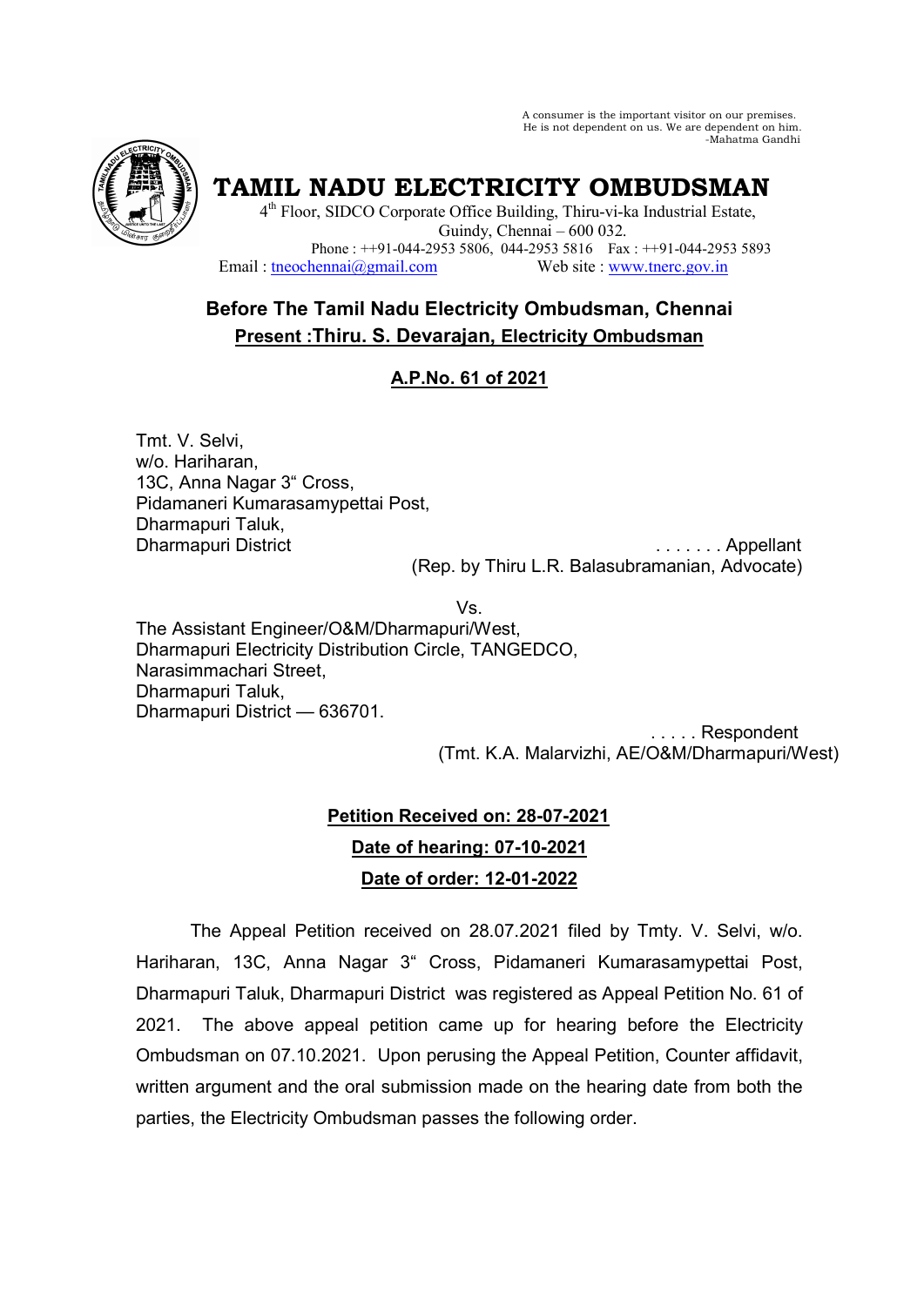A consumer is the important visitor on our premises.
He is not dependent on us. We are dependent on him.
-Mahatma Gandhi

# TAMIL NADU ELECTRICITY OMBUDSMAN

4th Floor, SIDCO Corporate Office Building, Thiru-vi-ka Industrial Estate,
Guindy, Chennai – 600 032.
Phone : ++91-044-2953 5806, 044-2953 5816 Fax : ++91-044-2953 5893
Email : tneochennai@gmail.com Web site : www.tnerc.gov.in

## Before The Tamil Nadu Electricity Ombudsman, Chennai

**Present :Thiru. S. Devarajan, Electricity Ombudsman**

**A.P.No. 61 of 2021**

Tmt. V. Selvi,
w/o. Hariharan,
13C, Anna Nagar 3" Cross,
Pidamaneri Kumarasamypettai Post,
Dharmapuri Taluk,
Dharmapuri District . . . . . . . Appellant
(Rep. by Thiru L.R. Balasubramanian, Advocate)

Vs.

The Assistant Engineer/O&M/Dharmapuri/West,
Dharmapuri Electricity Distribution Circle, TANGEDCO,
Narasimmachari Street,
Dharmapuri Taluk,
Dharmapuri District — 636701.
. . . . . Respondent
(Tmt. K.A. Malarvizhi, AE/O&M/Dharmapuri/West)

**Petition Received on: 28-07-2021**

**Date of hearing: 07-10-2021**

**Date of order: 12-01-2022**

The Appeal Petition received on 28.07.2021 filed by Tmty. V. Selvi, w/o. Hariharan, 13C, Anna Nagar 3" Cross, Pidamaneri Kumarasamypettai Post, Dharmapuri Taluk, Dharmapuri District was registered as Appeal Petition No. 61 of 2021. The above appeal petition came up for hearing before the Electricity Ombudsman on 07.10.2021. Upon perusing the Appeal Petition, Counter affidavit, written argument and the oral submission made on the hearing date from both the parties, the Electricity Ombudsman passes the following order.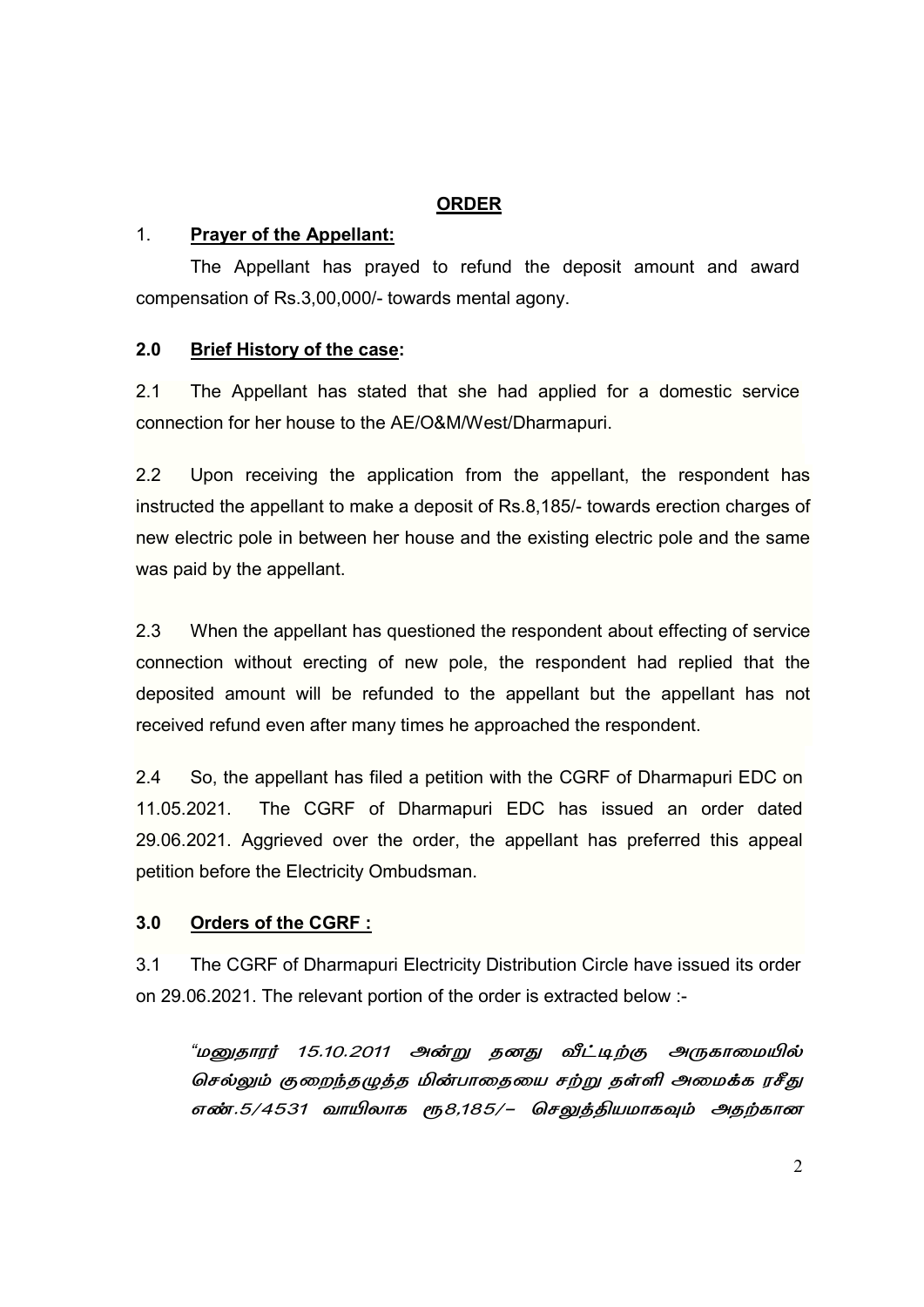## ORDER

1. **Prayer of the Appellant:**

The Appellant has prayed to refund the deposit amount and award compensation of Rs.3,00,000/- towards mental agony.

**2.0 Brief History of the case:**

2.1 The Appellant has stated that she had applied for a domestic service connection for her house to the AE/O&M/West/Dharmapuri.

2.2 Upon receiving the application from the appellant, the respondent has instructed the appellant to make a deposit of Rs.8,185/- towards erection charges of new electric pole in between her house and the existing electric pole and the same was paid by the appellant.

2.3 When the appellant has questioned the respondent about effecting of service connection without erecting of new pole, the respondent had replied that the deposited amount will be refunded to the appellant but the appellant has not received refund even after many times he approached the respondent.

2.4 So, the appellant has filed a petition with the CGRF of Dharmapuri EDC on 11.05.2021. The CGRF of Dharmapuri EDC has issued an order dated 29.06.2021. Aggrieved over the order, the appellant has preferred this appeal petition before the Electricity Ombudsman.

**3.0 Orders of the CGRF :**

3.1 The CGRF of Dharmapuri Electricity Distribution Circle have issued its order on 29.06.2021. The relevant portion of the order is extracted below :-

*"மனுதாரர் 15.10.2011 அன்று தனது வீட்டிற்கு அருகாமையில் செல்லும் குறைந்தழுத்த மின்பாதையை சற்று தள்ளி அமைக்க ரசீது எண்.5/4531 வாயிலாக ரூ8,185/- செலுத்தியமாகவும் அதற்கான*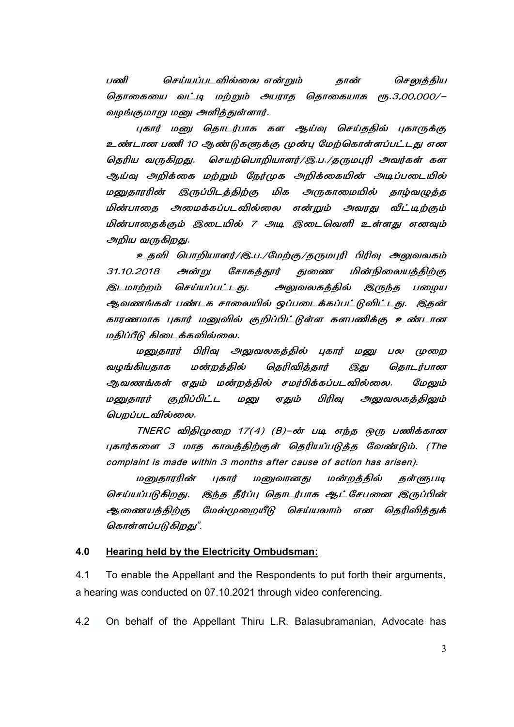*பணி செய்யப்படவில்லை என்றும் தான் செலுத்திய தொகையை வட்டி மற்றும் அபராத தொகையாக ரூ.3,00,000/- வழங்குமாறு மனு அளித்துள்ளார்.*

*புகார் மனு தொடர்பாக கள ஆய்வு செய்ததில் புகாருக்கு உண்டான பணி 10 ஆண்டுகளுக்கு முன்பு மேற்கொள்ளப்பட்டது என தெரிய வருகிறது. செயற்பொறியாளர்/இ.ப./தருமபுரி அவர்கள் கள ஆய்வு அறிக்கை மற்றும் நேர்முக அறிக்கையின் அடிப்படையில் மனுதாரரின் இருப்பிடத்திற்கு மிக அருகாமையில் தாழ்வழுத்த மின்பாதை அமைக்கப்படவில்லை என்றும் அவரது வீட்டிற்கும் மின்பாதைக்கும் இடையில் 7 அடி இடைவெளி உள்ளது எனவும் அறிய வருகிறது.*

*உதவி பொறியாளர்/இ.ப./மேற்கு/தருமபுரி பிரிவு அலுவலகம் 31.10.2018 அன்று சோகத்தூர் துணை மின்நிலையத்திற்கு இடமாற்றம் செய்யப்பட்டது. அலுவலகத்தில் இருந்த பழைய ஆவணங்கள் பண்டக சாலையில் ஒப்படைக்கப்பட்டுவிட்டது. இதன் காரணமாக புகார் மனுவில் குறிப்பிட்டுள்ள களபணிக்கு உண்டான மதிப்பீடு கிடைக்கவில்லை.*

*மனுதாரர் பிரிவு அலுவலகத்தில் புகார் மனு பல முறை வழங்கியதாக மன்றத்தில் தெரிவித்தார் இது தொடர்பான ஆவணங்கள் ஏதும் மன்றத்தில் சமர்பிக்கப்படவில்லை. மேலும் மனுதாரர் குறிப்பிட்ட மனு ஏதும் பிரிவு அலுவலகத்திலும் பெறப்படவில்லை.*

*TNERC விதிமுறை 17(4) (B)-ன் படி எந்த ஒரு பணிக்கான புகார்களை 3 மாத காலத்திற்குள் தெரியப்படுத்த வேண்டும். (The complaint is made within 3 months after cause of action has arisen).*

*மனுதாரரின் புகார் மனுவானது மன்றத்தில் தள்ளுபடி செய்யப்படுகிறது. இந்த தீர்ப்பு தொடர்பாக ஆட்சேபனை இருப்பின் ஆணையத்திற்கு மேல்முறையீடு செய்யலாம் என தெரிவித்துக் கொள்ளப்படுகிறது".*

## 4.0 Hearing held by the Electricity Ombudsman:

4.1 To enable the Appellant and the Respondents to put forth their arguments, a hearing was conducted on 07.10.2021 through video conferencing.

4.2 On behalf of the Appellant Thiru L.R. Balasubramanian, Advocate has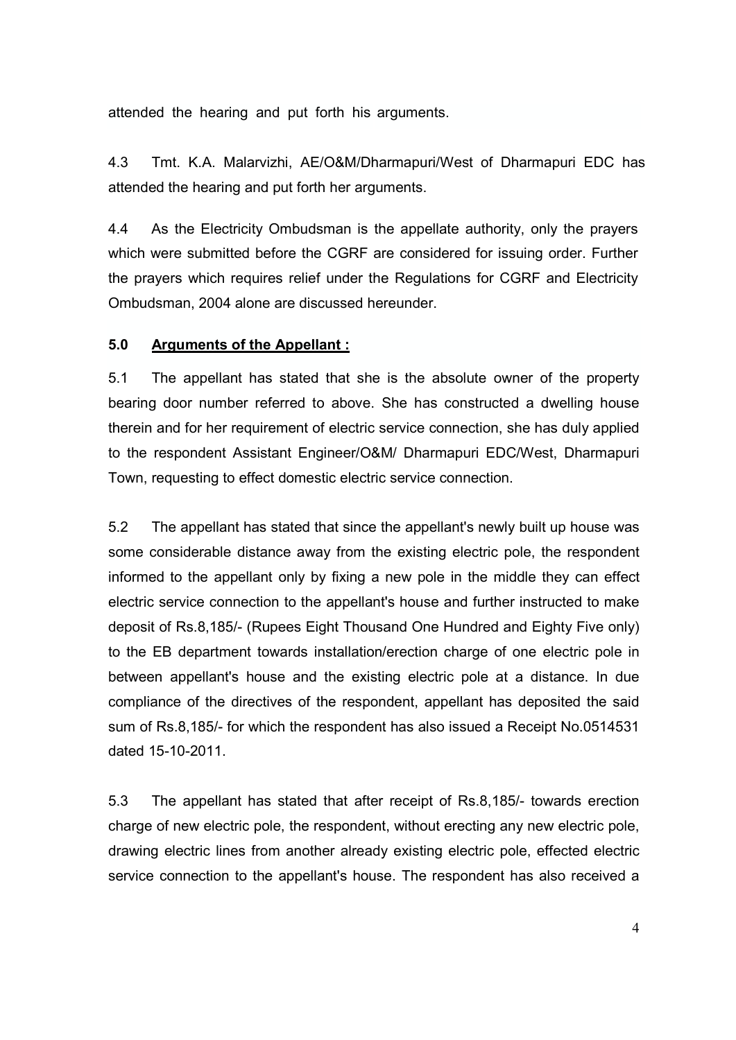attended the hearing and put forth his arguments.

4.3 Tmt. K.A. Malarvizhi, AE/O&M/Dharmapuri/West of Dharmapuri EDC has attended the hearing and put forth her arguments.

4.4 As the Electricity Ombudsman is the appellate authority, only the prayers which were submitted before the CGRF are considered for issuing order. Further the prayers which requires relief under the Regulations for CGRF and Electricity Ombudsman, 2004 alone are discussed hereunder.

## 5.0 Arguments of the Appellant :

5.1 The appellant has stated that she is the absolute owner of the property bearing door number referred to above. She has constructed a dwelling house therein and for her requirement of electric service connection, she has duly applied to the respondent Assistant Engineer/O&M/ Dharmapuri EDC/West, Dharmapuri Town, requesting to effect domestic electric service connection.

5.2 The appellant has stated that since the appellant's newly built up house was some considerable distance away from the existing electric pole, the respondent informed to the appellant only by fixing a new pole in the middle they can effect electric service connection to the appellant's house and further instructed to make deposit of Rs.8,185/- (Rupees Eight Thousand One Hundred and Eighty Five only) to the EB department towards installation/erection charge of one electric pole in between appellant's house and the existing electric pole at a distance. In due compliance of the directives of the respondent, appellant has deposited the said sum of Rs.8,185/- for which the respondent has also issued a Receipt No.0514531 dated 15-10-2011.

5.3 The appellant has stated that after receipt of Rs.8,185/- towards erection charge of new electric pole, the respondent, without erecting any new electric pole, drawing electric lines from another already existing electric pole, effected electric service connection to the appellant's house. The respondent has also received a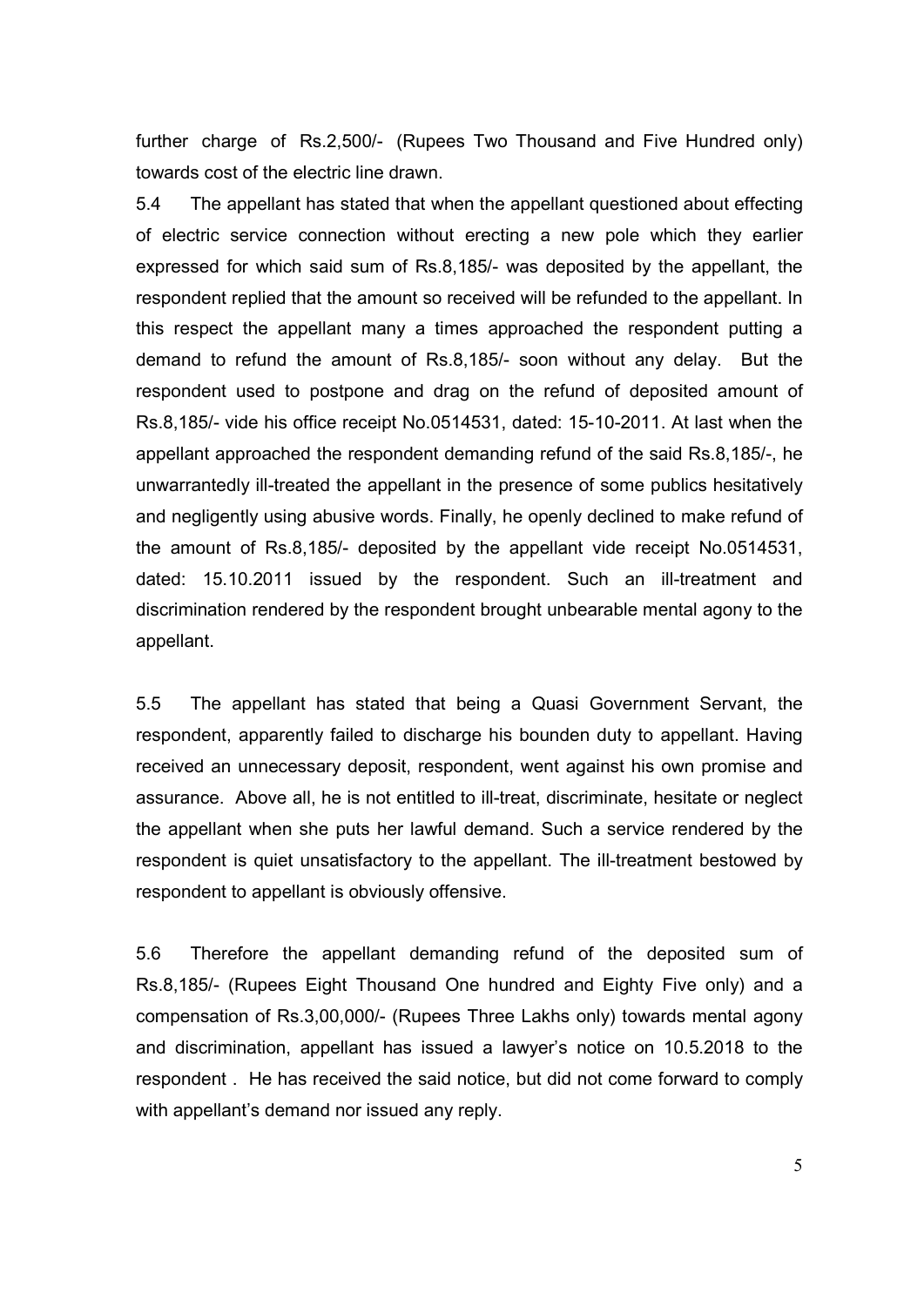further charge of Rs.2,500/- (Rupees Two Thousand and Five Hundred only) towards cost of the electric line drawn.

5.4 The appellant has stated that when the appellant questioned about effecting of electric service connection without erecting a new pole which they earlier expressed for which said sum of Rs.8,185/- was deposited by the appellant, the respondent replied that the amount so received will be refunded to the appellant. In this respect the appellant many a times approached the respondent putting a demand to refund the amount of Rs.8,185/- soon without any delay. But the respondent used to postpone and drag on the refund of deposited amount of Rs.8,185/- vide his office receipt No.0514531, dated: 15-10-2011. At last when the appellant approached the respondent demanding refund of the said Rs.8,185/-, he unwarrantedly ill-treated the appellant in the presence of some publics hesitatively and negligently using abusive words. Finally, he openly declined to make refund of the amount of Rs.8,185/- deposited by the appellant vide receipt No.0514531, dated: 15.10.2011 issued by the respondent. Such an ill-treatment and discrimination rendered by the respondent brought unbearable mental agony to the appellant.

5.5 The appellant has stated that being a Quasi Government Servant, the respondent, apparently failed to discharge his bounden duty to appellant. Having received an unnecessary deposit, respondent, went against his own promise and assurance. Above all, he is not entitled to ill-treat, discriminate, hesitate or neglect the appellant when she puts her lawful demand. Such a service rendered by the respondent is quiet unsatisfactory to the appellant. The ill-treatment bestowed by respondent to appellant is obviously offensive.

5.6 Therefore the appellant demanding refund of the deposited sum of Rs.8,185/- (Rupees Eight Thousand One hundred and Eighty Five only) and a compensation of Rs.3,00,000/- (Rupees Three Lakhs only) towards mental agony and discrimination, appellant has issued a lawyer's notice on 10.5.2018 to the respondent . He has received the said notice, but did not come forward to comply with appellant's demand nor issued any reply.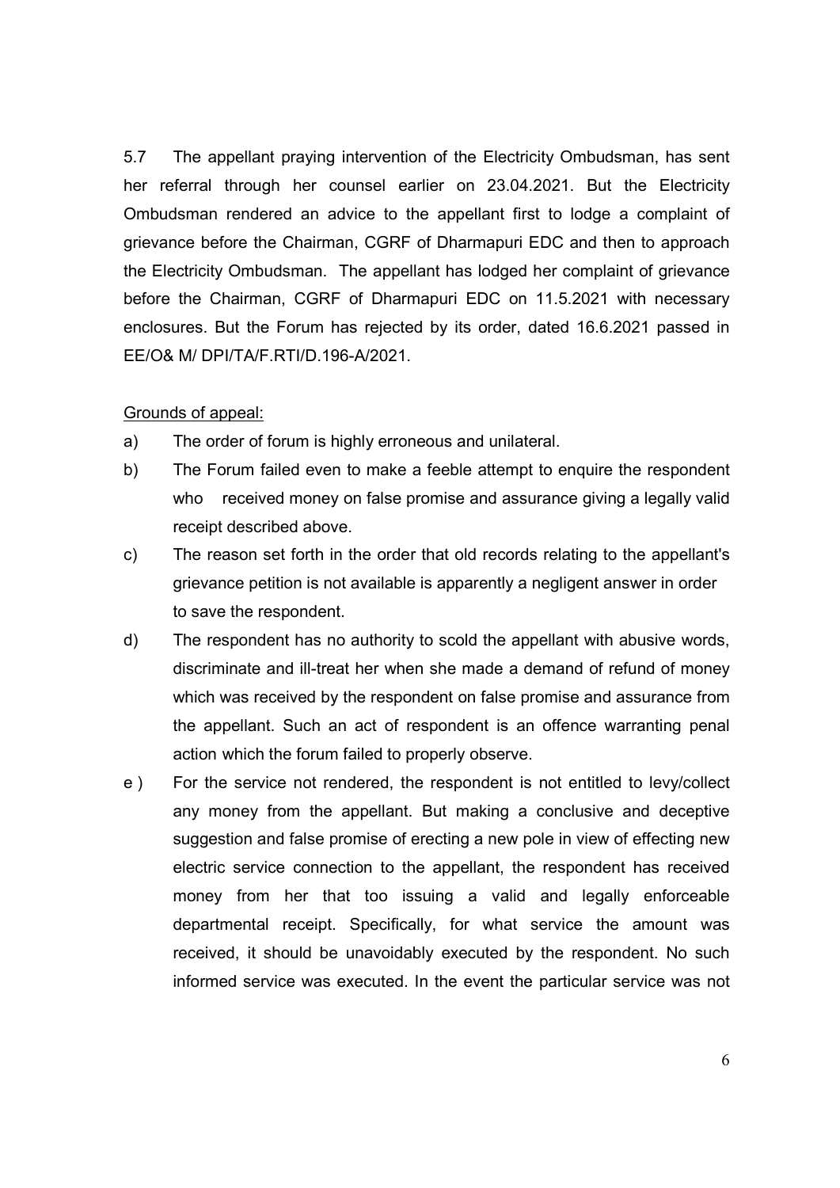5.7 The appellant praying intervention of the Electricity Ombudsman, has sent her referral through her counsel earlier on 23.04.2021. But the Electricity Ombudsman rendered an advice to the appellant first to lodge a complaint of grievance before the Chairman, CGRF of Dharmapuri EDC and then to approach the Electricity Ombudsman. The appellant has lodged her complaint of grievance before the Chairman, CGRF of Dharmapuri EDC on 11.5.2021 with necessary enclosures. But the Forum has rejected by its order, dated 16.6.2021 passed in EE/O& M/ DPI/TA/F.RTI/D.196-A/2021.

<u>Grounds of appeal:</u>

a) The order of forum is highly erroneous and unilateral.

b) The Forum failed even to make a feeble attempt to enquire the respondent who received money on false promise and assurance giving a legally valid receipt described above.

c) The reason set forth in the order that old records relating to the appellant's grievance petition is not available is apparently a negligent answer in order to save the respondent.

d) The respondent has no authority to scold the appellant with abusive words, discriminate and ill-treat her when she made a demand of refund of money which was received by the respondent on false promise and assurance from the appellant. Such an act of respondent is an offence warranting penal action which the forum failed to properly observe.

e ) For the service not rendered, the respondent is not entitled to levy/collect any money from the appellant. But making a conclusive and deceptive suggestion and false promise of erecting a new pole in view of effecting new electric service connection to the appellant, the respondent has received money from her that too issuing a valid and legally enforceable departmental receipt. Specifically, for what service the amount was received, it should be unavoidably executed by the respondent. No such informed service was executed. In the event the particular service was not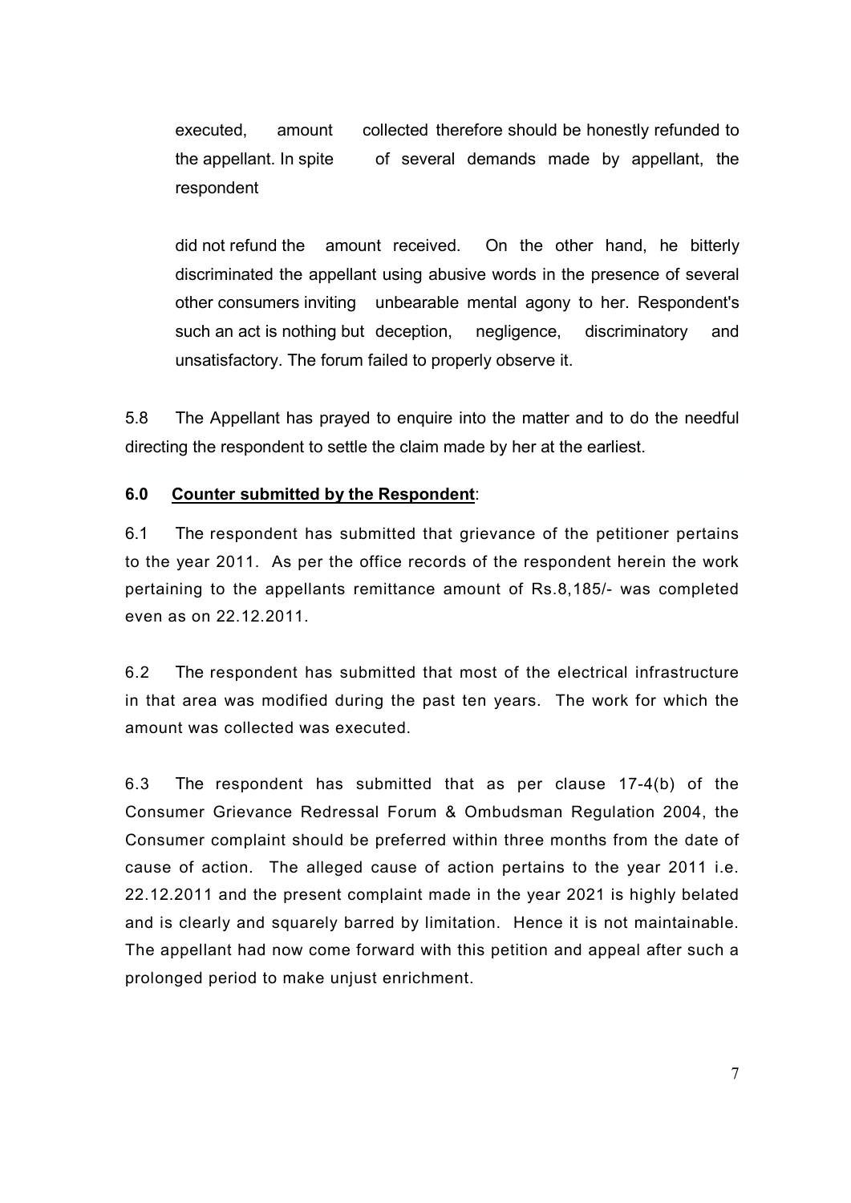executed, amount collected therefore should be honestly refunded to the appellant. In spite of several demands made by appellant, the respondent

did not refund the amount received. On the other hand, he bitterly discriminated the appellant using abusive words in the presence of several other consumers inviting unbearable mental agony to her. Respondent's such an act is nothing but deception, negligence, discriminatory and unsatisfactory. The forum failed to properly observe it.

5.8 The Appellant has prayed to enquire into the matter and to do the needful directing the respondent to settle the claim made by her at the earliest.

**6.0 <u>Counter submitted by the Respondent</u>**:

6.1 The respondent has submitted that grievance of the petitioner pertains to the year 2011. As per the office records of the respondent herein the work pertaining to the appellants remittance amount of Rs.8,185/- was completed even as on 22.12.2011.

6.2 The respondent has submitted that most of the electrical infrastructure in that area was modified during the past ten years. The work for which the amount was collected was executed.

6.3 The respondent has submitted that as per clause 17-4(b) of the Consumer Grievance Redressal Forum & Ombudsman Regulation 2004, the Consumer complaint should be preferred within three months from the date of cause of action. The alleged cause of action pertains to the year 2011 i.e. 22.12.2011 and the present complaint made in the year 2021 is highly belated and is clearly and squarely barred by limitation. Hence it is not maintainable. The appellant had now come forward with this petition and appeal after such a prolonged period to make unjust enrichment.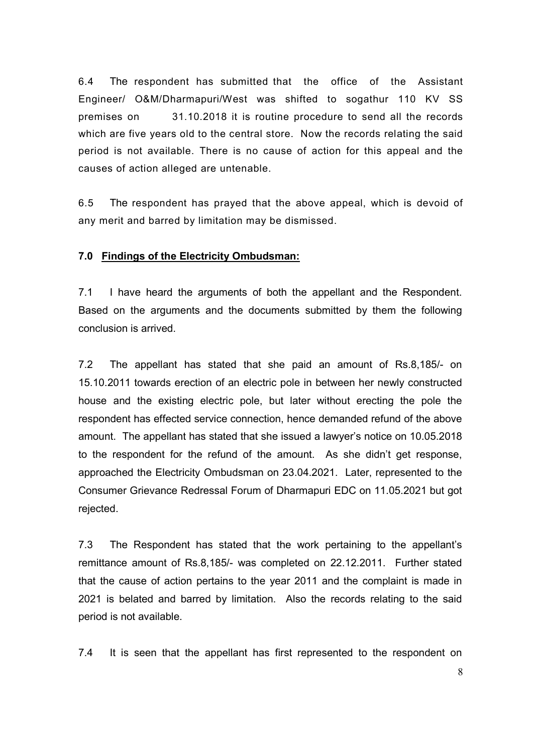6.4 The respondent has submitted that the office of the Assistant Engineer/ O&M/Dharmapuri/West was shifted to sogathur 110 KV SS premises on 31.10.2018 it is routine procedure to send all the records which are five years old to the central store. Now the records relating the said period is not available. There is no cause of action for this appeal and the causes of action alleged are untenable.

6.5 The respondent has prayed that the above appeal, which is devoid of any merit and barred by limitation may be dismissed.

## 7.0 Findings of the Electricity Ombudsman:

7.1 I have heard the arguments of both the appellant and the Respondent. Based on the arguments and the documents submitted by them the following conclusion is arrived.

7.2 The appellant has stated that she paid an amount of Rs.8,185/- on 15.10.2011 towards erection of an electric pole in between her newly constructed house and the existing electric pole, but later without erecting the pole the respondent has effected service connection, hence demanded refund of the above amount. The appellant has stated that she issued a lawyer's notice on 10.05.2018 to the respondent for the refund of the amount. As she didn't get response, approached the Electricity Ombudsman on 23.04.2021. Later, represented to the Consumer Grievance Redressal Forum of Dharmapuri EDC on 11.05.2021 but got rejected.

7.3 The Respondent has stated that the work pertaining to the appellant's remittance amount of Rs.8,185/- was completed on 22.12.2011. Further stated that the cause of action pertains to the year 2011 and the complaint is made in 2021 is belated and barred by limitation. Also the records relating to the said period is not available.

7.4 It is seen that the appellant has first represented to the respondent on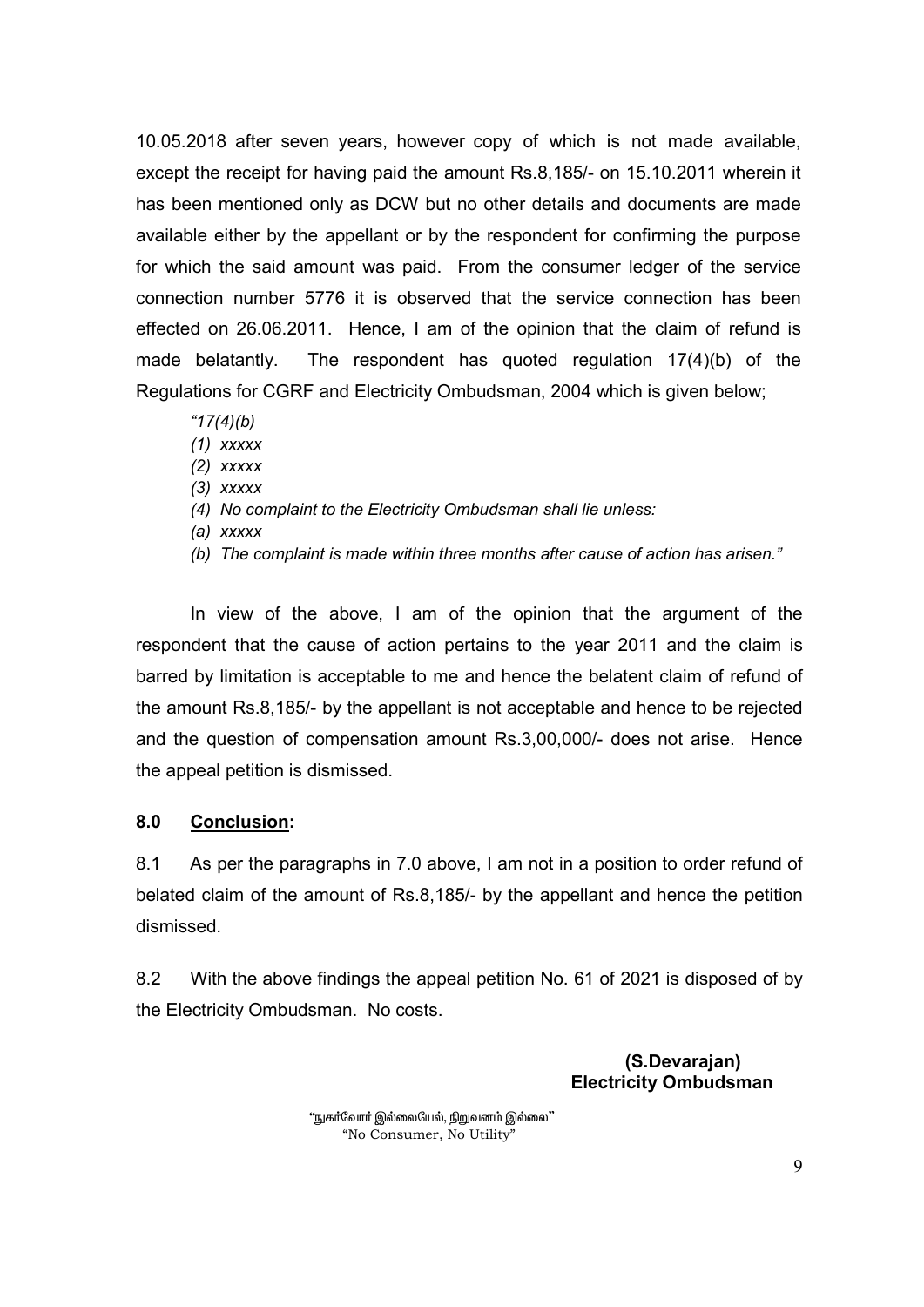10.05.2018 after seven years, however copy of which is not made available, except the receipt for having paid the amount Rs.8,185/- on 15.10.2011 wherein it has been mentioned only as DCW but no other details and documents are made available either by the appellant or by the respondent for confirming the purpose for which the said amount was paid. From the consumer ledger of the service connection number 5776 it is observed that the service connection has been effected on 26.06.2011. Hence, I am of the opinion that the claim of refund is made belatantly. The respondent has quoted regulation 17(4)(b) of the Regulations for CGRF and Electricity Ombudsman, 2004 which is given below;

> *<u>"17(4)(b)</u>*
> *(1) xxxxx*
> *(2) xxxxx*
> *(3) xxxxx*
> *(4) No complaint to the Electricity Ombudsman shall lie unless:*
> *(a) xxxxx*
> *(b) The complaint is made within three months after cause of action has arisen."*

In view of the above, I am of the opinion that the argument of the respondent that the cause of action pertains to the year 2011 and the claim is barred by limitation is acceptable to me and hence the belatent claim of refund of the amount Rs.8,185/- by the appellant is not acceptable and hence to be rejected and the question of compensation amount Rs.3,00,000/- does not arise. Hence the appeal petition is dismissed.

## 8.0 Conclusion:

8.1 As per the paragraphs in 7.0 above, I am not in a position to order refund of belated claim of the amount of Rs.8,185/- by the appellant and hence the petition dismissed.

8.2 With the above findings the appeal petition No. 61 of 2021 is disposed of by the Electricity Ombudsman. No costs.

**(S.Devarajan)**
**Electricity Ombudsman**

"நுகர்வோர் இல்லையேல், நிறுவனம் இல்லை"
"No Consumer, No Utility"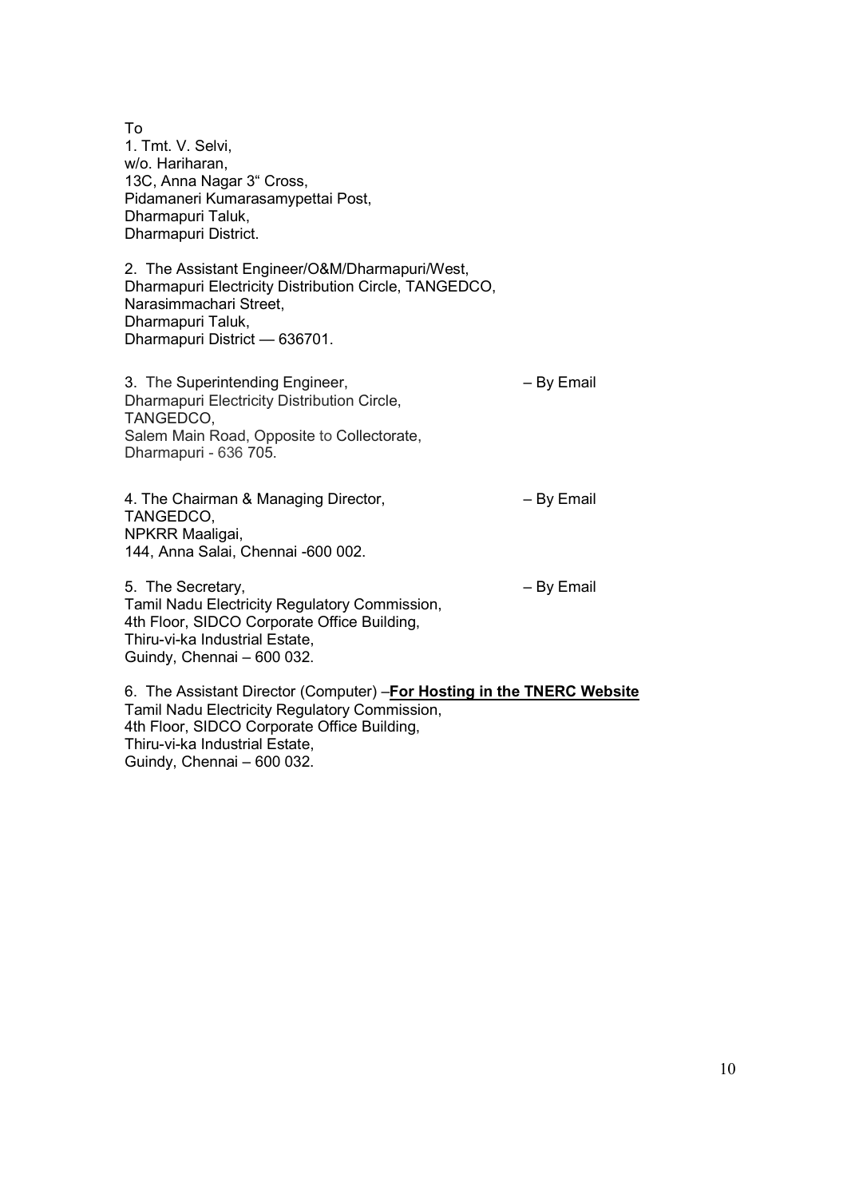To

1. Tmt. V. Selvi,
w/o. Hariharan,
13C, Anna Nagar 3" Cross,
Pidamaneri Kumarasamypettai Post,
Dharmapuri Taluk,
Dharmapuri District.

2. The Assistant Engineer/O&M/Dharmapuri/West,
Dharmapuri Electricity Distribution Circle, TANGEDCO,
Narasimmachari Street,
Dharmapuri Taluk,
Dharmapuri District — 636701.

3. The Superintending Engineer, – By Email
Dharmapuri Electricity Distribution Circle,
TANGEDCO,
Salem Main Road, Opposite to Collectorate,
Dharmapuri - 636 705.

4. The Chairman & Managing Director, – By Email
TANGEDCO,
NPKRR Maaligai,
144, Anna Salai, Chennai -600 002.

5. The Secretary, – By Email
Tamil Nadu Electricity Regulatory Commission,
4th Floor, SIDCO Corporate Office Building,
Thiru-vi-ka Industrial Estate,
Guindy, Chennai – 600 032.

6. The Assistant Director (Computer) –**For Hosting in the TNERC Website**
Tamil Nadu Electricity Regulatory Commission,
4th Floor, SIDCO Corporate Office Building,
Thiru-vi-ka Industrial Estate,
Guindy, Chennai – 600 032.